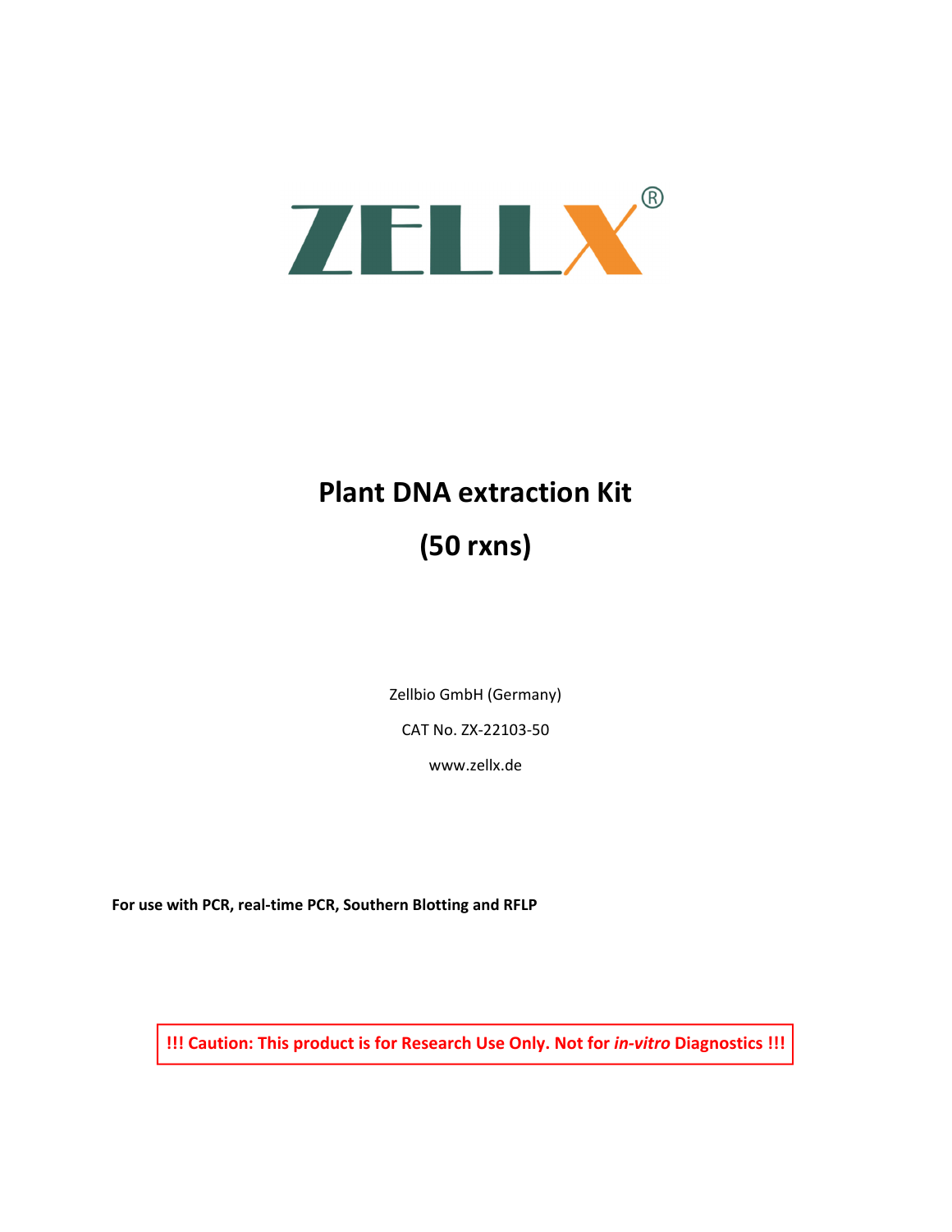ZELLX®

# Plant DNA extraction Kit

# (50 rxns)

Zellbio GmbH (Germany)

CAT No. ZX-22103-50

www.zellx.de

**For use with PCR, real-time PCR, Southern Blotting and RFLP**

**!!! Caution: This product is for Research Use Only. Not for *in-vitro* Diagnostics !!!**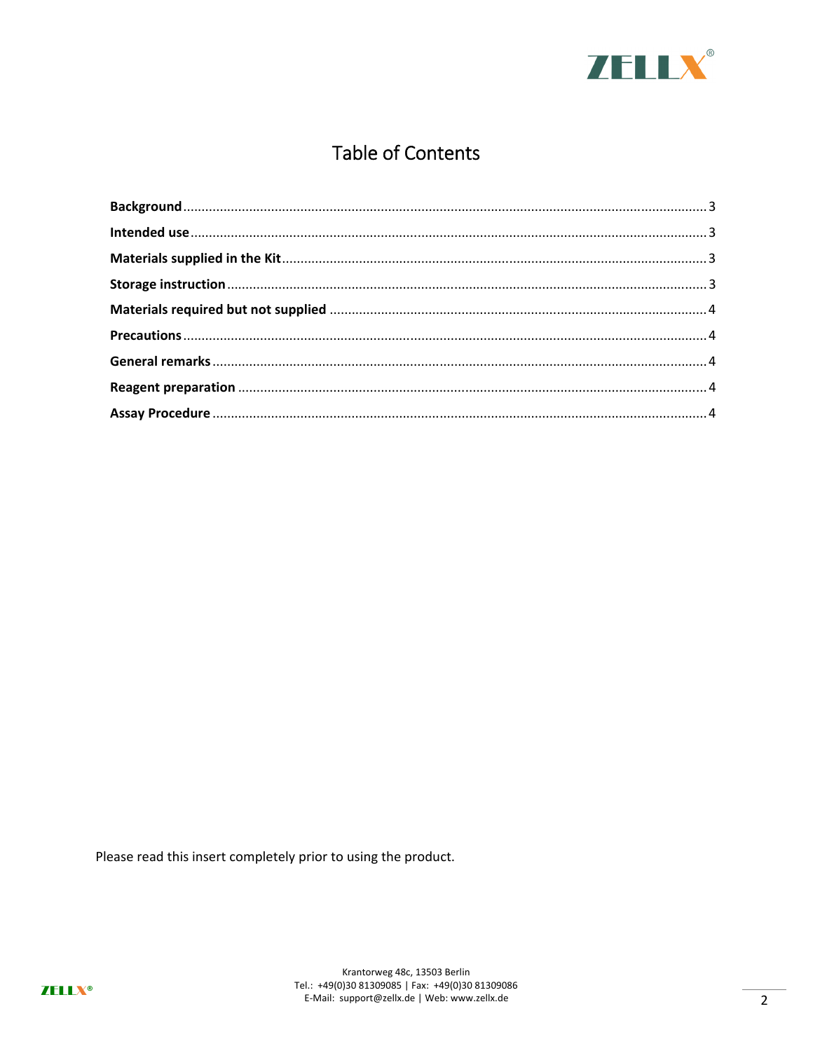# Table of Contents

**Background** ........................................ 3
**Intended use** ........................................ 3
**Materials supplied in the Kit** ........................................ 3
**Storage instruction** ........................................ 3
**Materials required but not supplied** ........................................ 4
**Precautions** ........................................ 4
**General remarks** ........................................ 4
**Reagent preparation** ........................................ 4
**Assay Procedure** ........................................ 4

Please read this insert completely prior to using the product.

Krantorweg 48c, 13503 Berlin
Tel.: +49(0)30 81309085 | Fax: +49(0)30 81309086
E-Mail: support@zellx.de | Web: www.zellx.de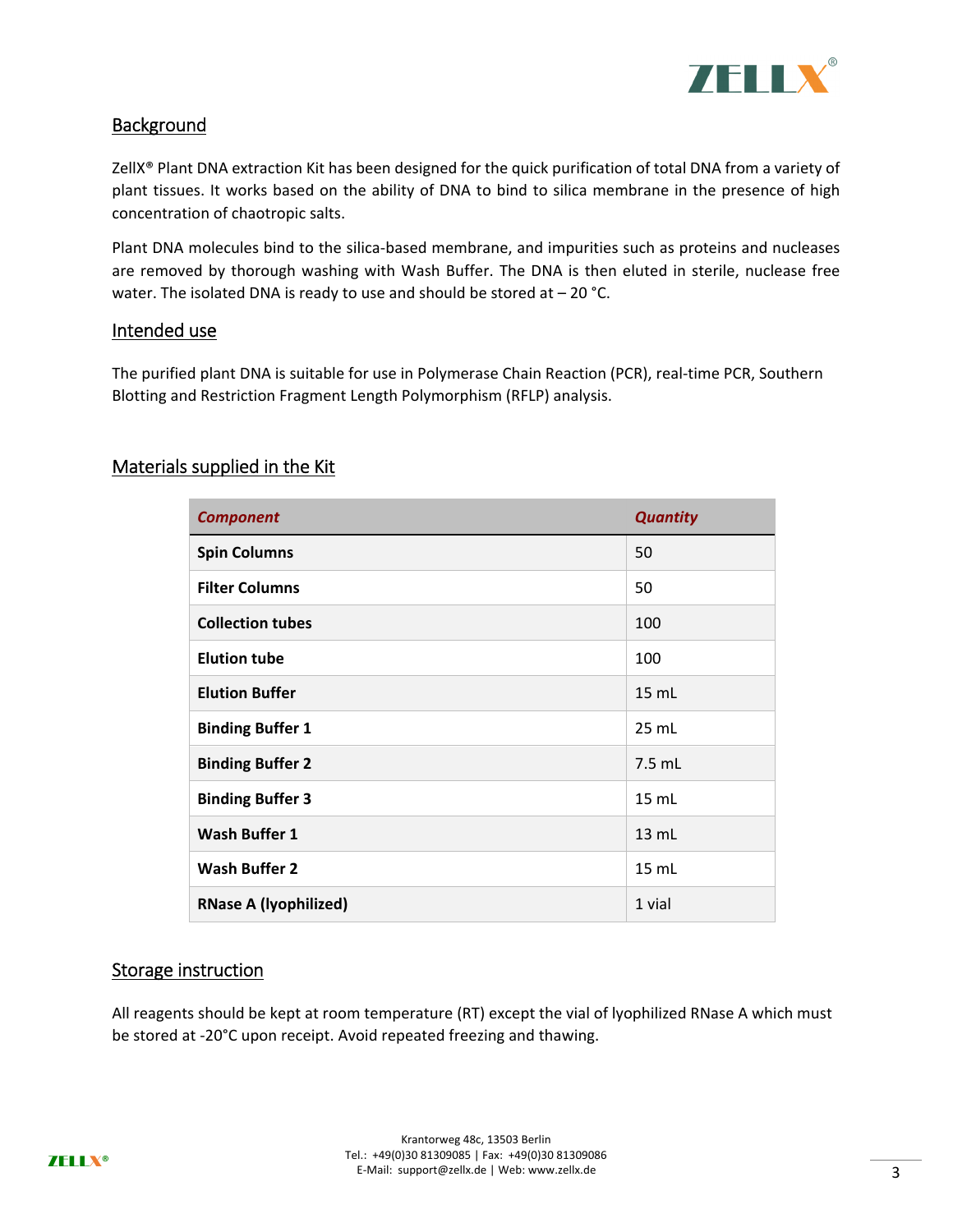## Background

ZellX® Plant DNA extraction Kit has been designed for the quick purification of total DNA from a variety of plant tissues. It works based on the ability of DNA to bind to silica membrane in the presence of high concentration of chaotropic salts.

Plant DNA molecules bind to the silica-based membrane, and impurities such as proteins and nucleases are removed by thorough washing with Wash Buffer. The DNA is then eluted in sterile, nuclease free water. The isolated DNA is ready to use and should be stored at – 20 °C.

## Intended use

The purified plant DNA is suitable for use in Polymerase Chain Reaction (PCR), real-time PCR, Southern Blotting and Restriction Fragment Length Polymorphism (RFLP) analysis.

## Materials supplied in the Kit

| *Component* | *Quantity* |
|---|---|
| **Spin Columns** | 50 |
| **Filter Columns** | 50 |
| **Collection tubes** | 100 |
| **Elution tube** | 100 |
| **Elution Buffer** | 15 mL |
| **Binding Buffer 1** | 25 mL |
| **Binding Buffer 2** | 7.5 mL |
| **Binding Buffer 3** | 15 mL |
| **Wash Buffer 1** | 13 mL |
| **Wash Buffer 2** | 15 mL |
| **RNase A (lyophilized)** | 1 vial |

## Storage instruction

All reagents should be kept at room temperature (RT) except the vial of lyophilized RNase A which must be stored at -20°C upon receipt. Avoid repeated freezing and thawing.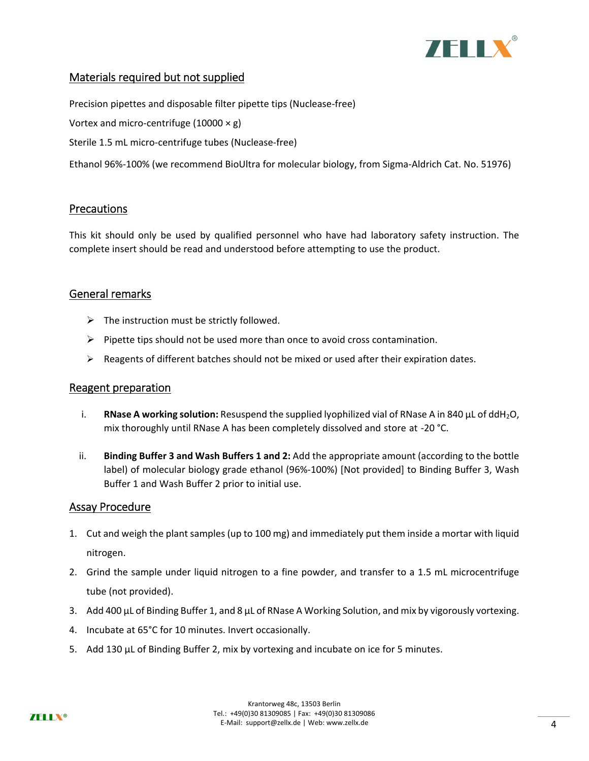## Materials required but not supplied

Precision pipettes and disposable filter pipette tips (Nuclease-free)

Vortex and micro-centrifuge (10000 × g)

Sterile 1.5 mL micro-centrifuge tubes (Nuclease-free)

Ethanol 96%-100% (we recommend BioUltra for molecular biology, from Sigma-Aldrich Cat. No. 51976)

## Precautions

This kit should only be used by qualified personnel who have had laboratory safety instruction. The complete insert should be read and understood before attempting to use the product.

## General remarks

- The instruction must be strictly followed.
- Pipette tips should not be used more than once to avoid cross contamination.
- Reagents of different batches should not be mixed or used after their expiration dates.

## Reagent preparation

i. **RNase A working solution:** Resuspend the supplied lyophilized vial of RNase A in 840 µL of $ddH_2O$, mix thoroughly until RNase A has been completely dissolved and store at -20 °C.

ii. **Binding Buffer 3 and Wash Buffers 1 and 2:** Add the appropriate amount (according to the bottle label) of molecular biology grade ethanol (96%-100%) [Not provided] to Binding Buffer 3, Wash Buffer 1 and Wash Buffer 2 prior to initial use.

## Assay Procedure

1. Cut and weigh the plant samples (up to 100 mg) and immediately put them inside a mortar with liquid nitrogen.
2. Grind the sample under liquid nitrogen to a fine powder, and transfer to a 1.5 mL microcentrifuge tube (not provided).
3. Add 400 µL of Binding Buffer 1, and 8 µL of RNase A Working Solution, and mix by vigorously vortexing.
4. Incubate at 65°C for 10 minutes. Invert occasionally.
5. Add 130 µL of Binding Buffer 2, mix by vortexing and incubate on ice for 5 minutes.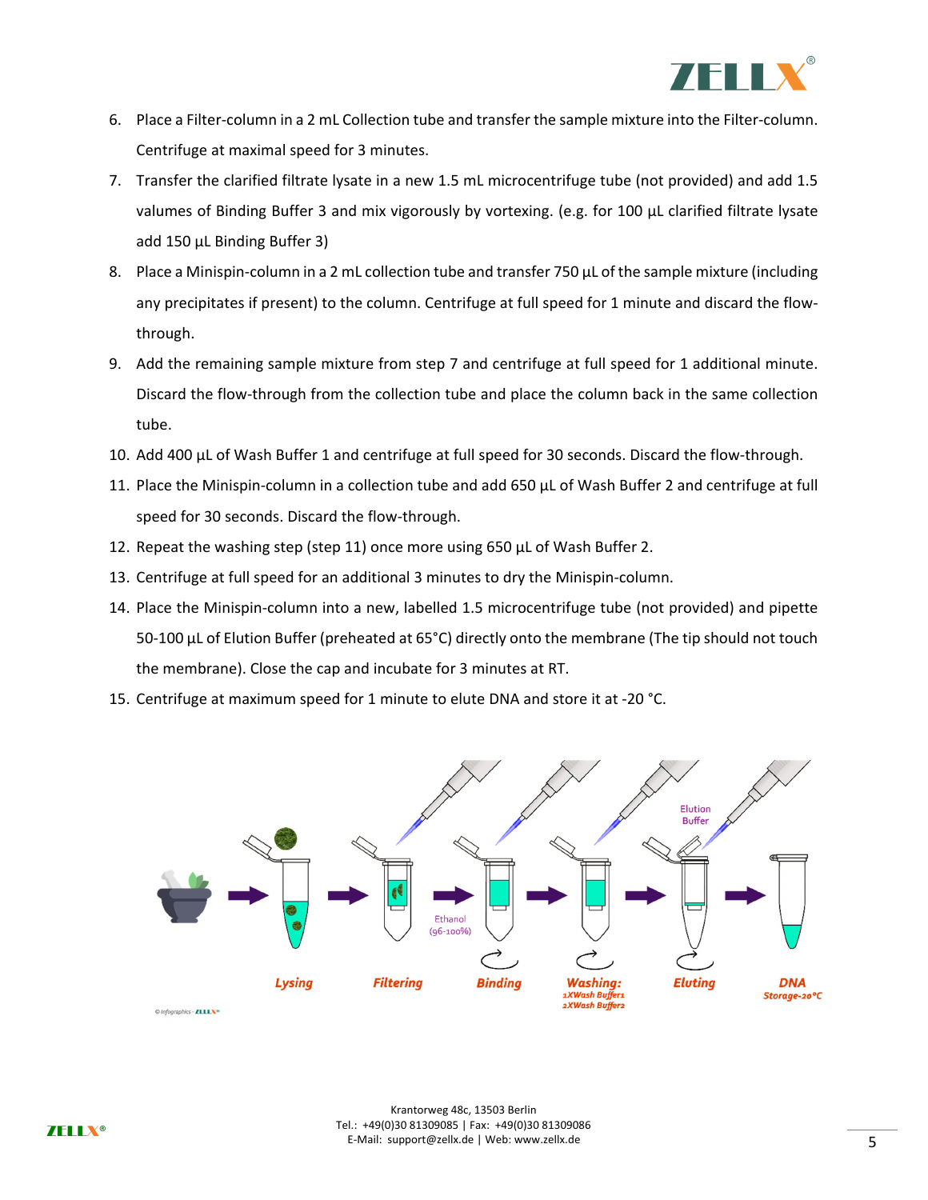6. Place a Filter-column in a 2 mL Collection tube and transfer the sample mixture into the Filter-column. Centrifuge at maximal speed for 3 minutes.
7. Transfer the clarified filtrate lysate in a new 1.5 mL microcentrifuge tube (not provided) and add 1.5 valumes of Binding Buffer 3 and mix vigorously by vortexing. (e.g. for 100 µL clarified filtrate lysate add 150 µL Binding Buffer 3)
8. Place a Minispin-column in a 2 mL collection tube and transfer 750 µL of the sample mixture (including any precipitates if present) to the column. Centrifuge at full speed for 1 minute and discard the flow-through.
9. Add the remaining sample mixture from step 7 and centrifuge at full speed for 1 additional minute. Discard the flow-through from the collection tube and place the column back in the same collection tube.
10. Add 400 µL of Wash Buffer 1 and centrifuge at full speed for 30 seconds. Discard the flow-through.
11. Place the Minispin-column in a collection tube and add 650 µL of Wash Buffer 2 and centrifuge at full speed for 30 seconds. Discard the flow-through.
12. Repeat the washing step (step 11) once more using 650 µL of Wash Buffer 2.
13. Centrifuge at full speed for an additional 3 minutes to dry the Minispin-column.
14. Place the Minispin-column into a new, labelled 1.5 microcentrifuge tube (not provided) and pipette 50-100 µL of Elution Buffer (preheated at 65°C) directly onto the membrane (The tip should not touch the membrane). Close the cap and incubate for 3 minutes at RT.
15. Centrifuge at maximum speed for 1 minute to elute DNA and store it at -20 °C.

Elution Buffer

Ethanol (96-100%)

Lysing

Filtering

Binding

Washing:
1XWash Buffer1
2XWash Buffer2

Eluting

DNA
Storage-20°C

© Infographics - ZELLX®

Krantorweg 48c, 13503 Berlin
Tel.: +49(0)30 81309085 | Fax: +49(0)30 81309086
E-Mail: support@zellx.de | Web: www.zellx.de